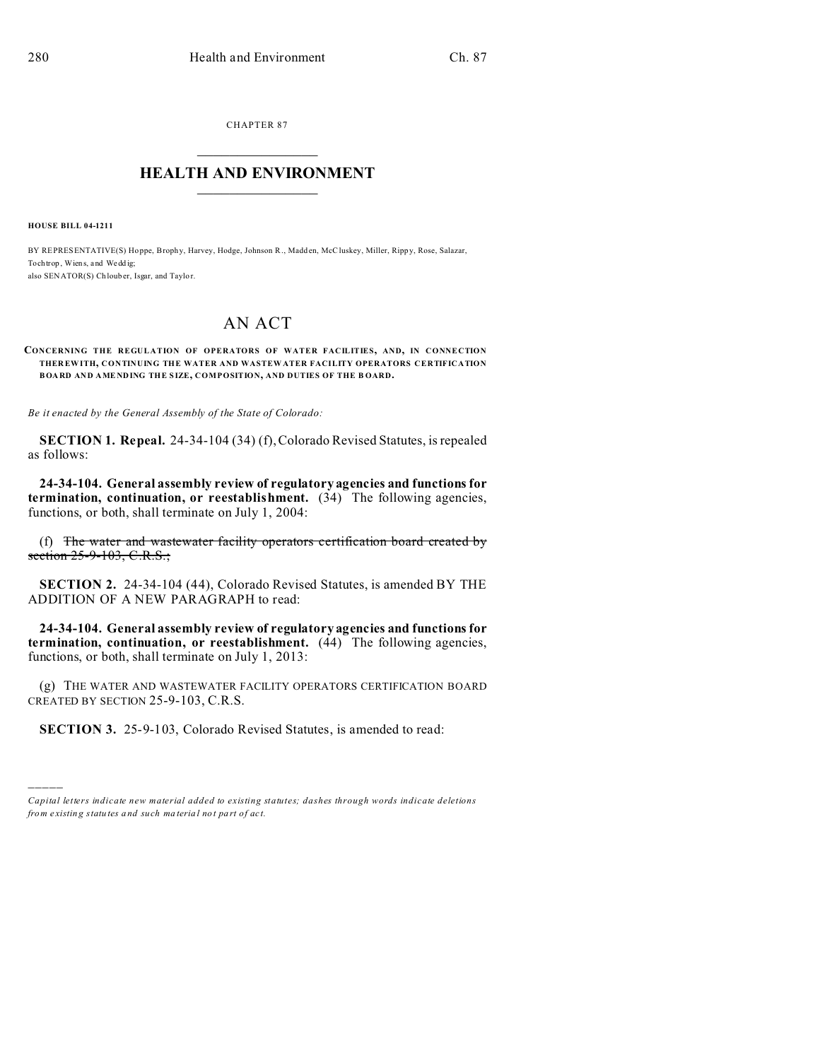CHAPTER 87

# HEALTH AND ENVIRONMENT

**HOUSE BILL 04-1211**

BY REPRESENTATIVE(S) Hoppe, Brophy, Harvey, Hodge, Johnson R., Madden, McCluskey, Miller, Rippy, Rose, Salazar, Tochtrop, Wiens, and Weddig;
also SENATOR(S) Chlouber, Isgar, and Taylor.

# AN ACT

**CONCERNING THE REGULATION OF OPERATORS OF WATER FACILITIES, AND, IN CONNECTION THEREWITH, CONTINUING THE WATER AND WASTEWATER FACILITY OPERATORS CERTIFICATION BOARD AND AMENDING THE SIZE, COMPOSITION, AND DUTIES OF THE BOARD.**

*Be it enacted by the General Assembly of the State of Colorado:*

**SECTION 1. Repeal.** 24-34-104 (34) (f), Colorado Revised Statutes, is repealed as follows:

**24-34-104. General assembly review of regulatory agencies and functions for termination, continuation, or reestablishment.** (34) The following agencies, functions, or both, shall terminate on July 1, 2004:

(f) ~~The water and wastewater facility operators certification board created by section 25-9-103, C.R.S.;~~

**SECTION 2.** 24-34-104 (44), Colorado Revised Statutes, is amended BY THE ADDITION OF A NEW PARAGRAPH to read:

**24-34-104. General assembly review of regulatory agencies and functions for termination, continuation, or reestablishment.** (44) The following agencies, functions, or both, shall terminate on July 1, 2013:

(g) THE WATER AND WASTEWATER FACILITY OPERATORS CERTIFICATION BOARD CREATED BY SECTION 25-9-103, C.R.S.

**SECTION 3.** 25-9-103, Colorado Revised Statutes, is amended to read:

---

*Capital letters indicate new material added to existing statutes; dashes through words indicate deletions from existing statutes and such material not part of act.*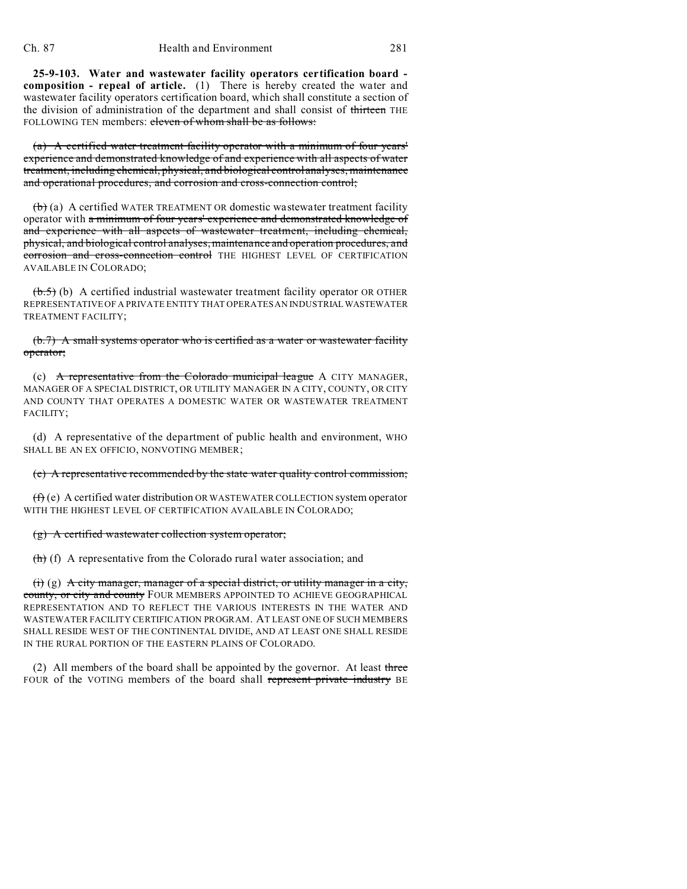**25-9-103. Water and wastewater facility operators certification board - composition - repeal of article.** (1) There is hereby created the water and wastewater facility operators certification board, which shall constitute a section of the division of administration of the department and shall consist of ~~thirteen~~ THE FOLLOWING TEN members: ~~eleven of whom shall be as follows:~~

~~(a) A certified water treatment facility operator with a minimum of four years' experience and demonstrated knowledge of and experience with all aspects of water treatment, including chemical, physical, and biological control analyses, maintenance and operational procedures, and corrosion and cross-connection control;~~

~~(b)~~ (a) A certified WATER TREATMENT OR domestic wastewater treatment facility operator with ~~a minimum of four years' experience and demonstrated knowledge of and experience with all aspects of wastewater treatment, including chemical, physical, and biological control analyses, maintenance and operation procedures, and corrosion and cross-connection control~~ THE HIGHEST LEVEL OF CERTIFICATION AVAILABLE IN COLORADO;

~~(b.5)~~ (b) A certified industrial wastewater treatment facility operator OR OTHER REPRESENTATIVE OF A PRIVATE ENTITY THAT OPERATES AN INDUSTRIAL WASTEWATER TREATMENT FACILITY;

~~(b.7) A small systems operator who is certified as a water or wastewater facility operator;~~

(c) ~~A representative from the Colorado municipal league~~ A CITY MANAGER, MANAGER OF A SPECIAL DISTRICT, OR UTILITY MANAGER IN A CITY, COUNTY, OR CITY AND COUNTY THAT OPERATES A DOMESTIC WATER OR WASTEWATER TREATMENT FACILITY;

(d) A representative of the department of public health and environment, WHO SHALL BE AN EX OFFICIO, NONVOTING MEMBER;

~~(e) A representative recommended by the state water quality control commission;~~

~~(f)~~ (e) A certified water distribution OR WASTEWATER COLLECTION system operator WITH THE HIGHEST LEVEL OF CERTIFICATION AVAILABLE IN COLORADO;

~~(g) A certified wastewater collection system operator;~~

~~(h)~~ (f) A representative from the Colorado rural water association; and

~~(i)~~ (g) ~~A city manager, manager of a special district, or utility manager in a city, county, or city and county~~ FOUR MEMBERS APPOINTED TO ACHIEVE GEOGRAPHICAL REPRESENTATION AND TO REFLECT THE VARIOUS INTERESTS IN THE WATER AND WASTEWATER FACILITY CERTIFICATION PROGRAM. AT LEAST ONE OF SUCH MEMBERS SHALL RESIDE WEST OF THE CONTINENTAL DIVIDE, AND AT LEAST ONE SHALL RESIDE IN THE RURAL PORTION OF THE EASTERN PLAINS OF COLORADO.

(2) All members of the board shall be appointed by the governor. At least ~~three~~ FOUR of the VOTING members of the board shall ~~represent private industry~~ BE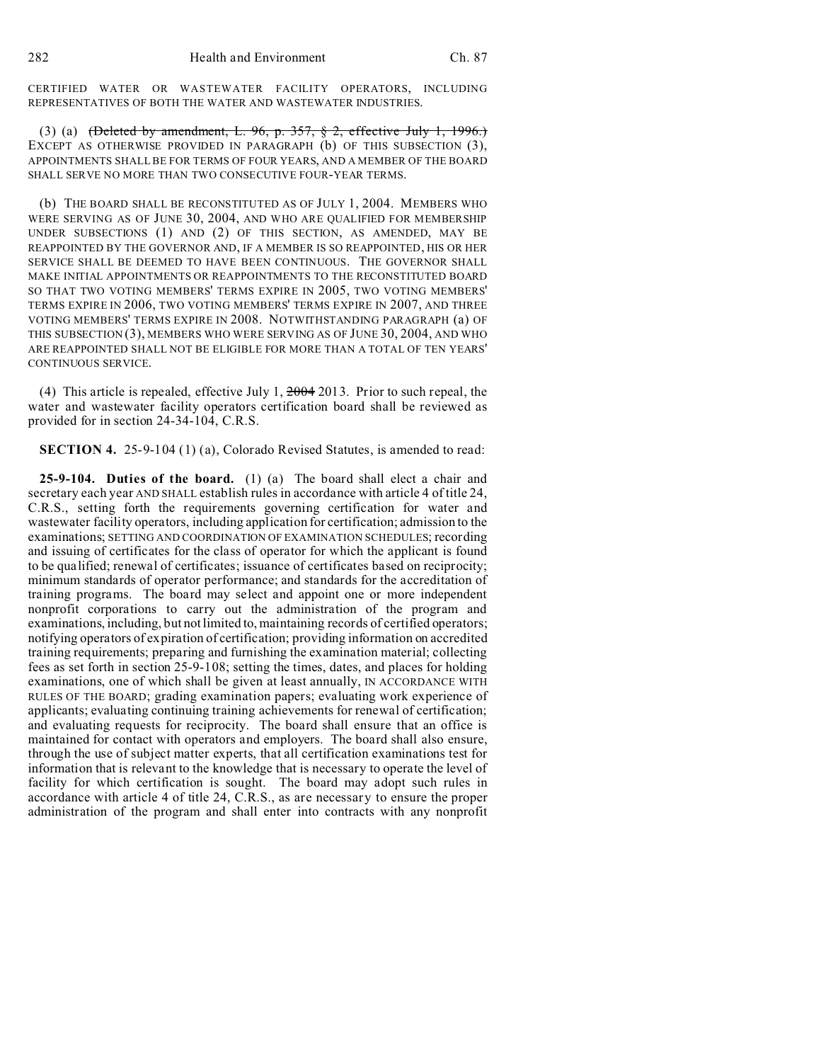CERTIFIED WATER OR WASTEWATER FACILITY OPERATORS, INCLUDING REPRESENTATIVES OF BOTH THE WATER AND WASTEWATER INDUSTRIES.

(3) (a) ~~(Deleted by amendment, L. 96, p. 357, § 2, effective July 1, 1996.)~~ EXCEPT AS OTHERWISE PROVIDED IN PARAGRAPH (b) OF THIS SUBSECTION (3), APPOINTMENTS SHALL BE FOR TERMS OF FOUR YEARS, AND A MEMBER OF THE BOARD SHALL SERVE NO MORE THAN TWO CONSECUTIVE FOUR-YEAR TERMS.

(b) THE BOARD SHALL BE RECONSTITUTED AS OF JULY 1, 2004. MEMBERS WHO WERE SERVING AS OF JUNE 30, 2004, AND WHO ARE QUALIFIED FOR MEMBERSHIP UNDER SUBSECTIONS (1) AND (2) OF THIS SECTION, AS AMENDED, MAY BE REAPPOINTED BY THE GOVERNOR AND, IF A MEMBER IS SO REAPPOINTED, HIS OR HER SERVICE SHALL BE DEEMED TO HAVE BEEN CONTINUOUS. THE GOVERNOR SHALL MAKE INITIAL APPOINTMENTS OR REAPPOINTMENTS TO THE RECONSTITUTED BOARD SO THAT TWO VOTING MEMBERS' TERMS EXPIRE IN 2005, TWO VOTING MEMBERS' TERMS EXPIRE IN 2006, TWO VOTING MEMBERS' TERMS EXPIRE IN 2007, AND THREE VOTING MEMBERS' TERMS EXPIRE IN 2008. NOTWITHSTANDING PARAGRAPH (a) OF THIS SUBSECTION (3), MEMBERS WHO WERE SERVING AS OF JUNE 30, 2004, AND WHO ARE REAPPOINTED SHALL NOT BE ELIGIBLE FOR MORE THAN A TOTAL OF TEN YEARS' CONTINUOUS SERVICE.

(4) This article is repealed, effective July 1, ~~2004~~ 2013. Prior to such repeal, the water and wastewater facility operators certification board shall be reviewed as provided for in section 24-34-104, C.R.S.

**SECTION 4.** 25-9-104 (1) (a), Colorado Revised Statutes, is amended to read:

**25-9-104. Duties of the board.** (1) (a) The board shall elect a chair and secretary each year AND SHALL establish rules in accordance with article 4 of title 24, C.R.S., setting forth the requirements governing certification for water and wastewater facility operators, including application for certification; admission to the examinations; SETTING AND COORDINATION OF EXAMINATION SCHEDULES; recording and issuing of certificates for the class of operator for which the applicant is found to be qualified; renewal of certificates; issuance of certificates based on reciprocity; minimum standards of operator performance; and standards for the accreditation of training programs. The board may select and appoint one or more independent nonprofit corporations to carry out the administration of the program and examinations, including, but not limited to, maintaining records of certified operators; notifying operators of expiration of certification; providing information on accredited training requirements; preparing and furnishing the examination material; collecting fees as set forth in section 25-9-108; setting the times, dates, and places for holding examinations, one of which shall be given at least annually, IN ACCORDANCE WITH RULES OF THE BOARD; grading examination papers; evaluating work experience of applicants; evaluating continuing training achievements for renewal of certification; and evaluating requests for reciprocity. The board shall ensure that an office is maintained for contact with operators and employers. The board shall also ensure, through the use of subject matter experts, that all certification examinations test for information that is relevant to the knowledge that is necessary to operate the level of facility for which certification is sought. The board may adopt such rules in accordance with article 4 of title 24, C.R.S., as are necessary to ensure the proper administration of the program and shall enter into contracts with any nonprofit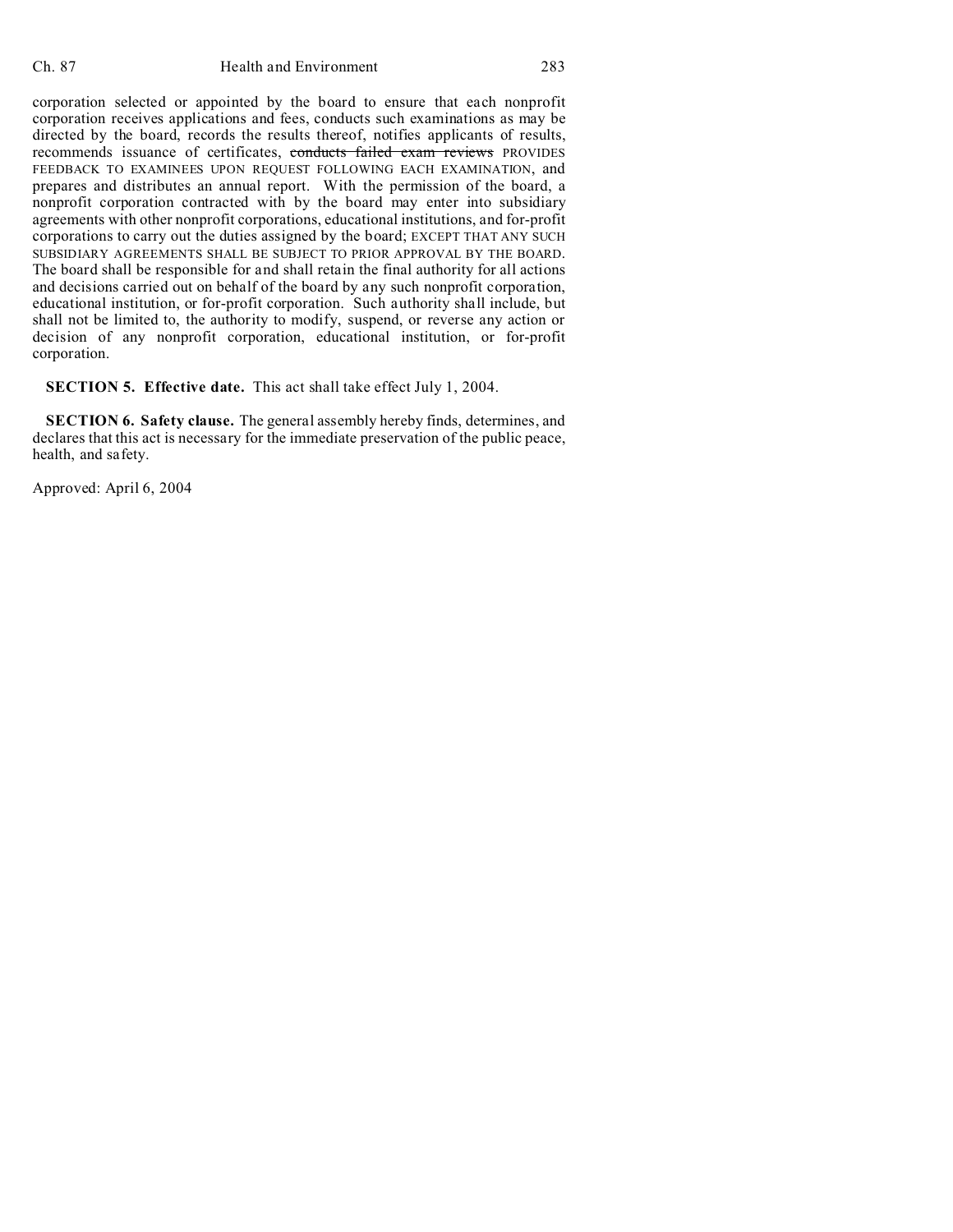corporation selected or appointed by the board to ensure that each nonprofit corporation receives applications and fees, conducts such examinations as may be directed by the board, records the results thereof, notifies applicants of results, recommends issuance of certificates, ~~conducts failed exam reviews~~ PROVIDES FEEDBACK TO EXAMINEES UPON REQUEST FOLLOWING EACH EXAMINATION, and prepares and distributes an annual report. With the permission of the board, a nonprofit corporation contracted with by the board may enter into subsidiary agreements with other nonprofit corporations, educational institutions, and for-profit corporations to carry out the duties assigned by the board; EXCEPT THAT ANY SUCH SUBSIDIARY AGREEMENTS SHALL BE SUBJECT TO PRIOR APPROVAL BY THE BOARD. The board shall be responsible for and shall retain the final authority for all actions and decisions carried out on behalf of the board by any such nonprofit corporation, educational institution, or for-profit corporation. Such authority shall include, but shall not be limited to, the authority to modify, suspend, or reverse any action or decision of any nonprofit corporation, educational institution, or for-profit corporation.

**SECTION 5. Effective date.** This act shall take effect July 1, 2004.

**SECTION 6. Safety clause.** The general assembly hereby finds, determines, and declares that this act is necessary for the immediate preservation of the public peace, health, and safety.

Approved: April 6, 2004